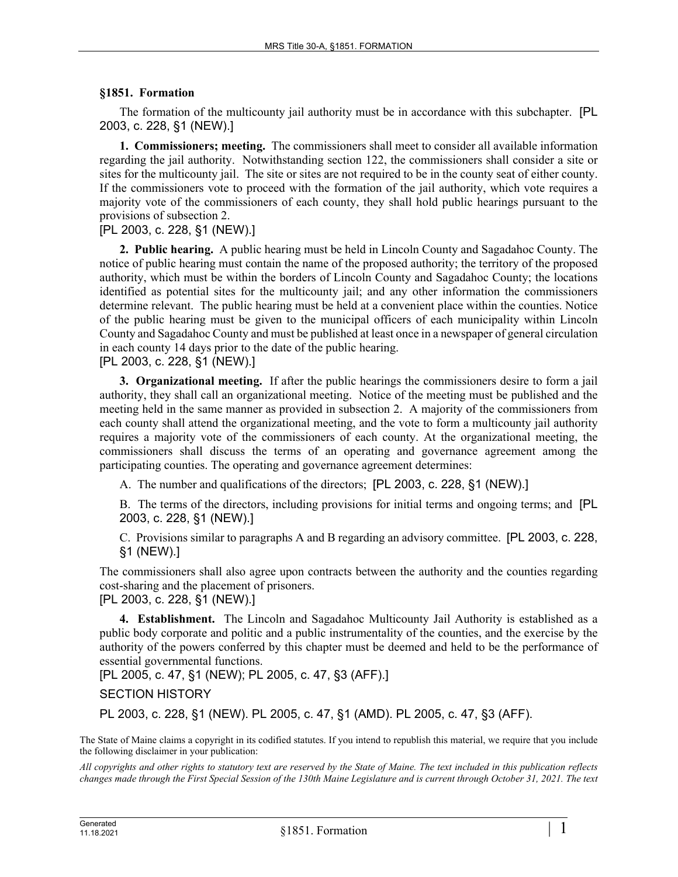**§1851. Formation**

The formation of the multicounty jail authority must be in accordance with this subchapter. [PL 2003, c. 228, §1 (NEW).]

**1. Commissioners; meeting.** The commissioners shall meet to consider all available information regarding the jail authority. Notwithstanding section 122, the commissioners shall consider a site or sites for the multicounty jail. The site or sites are not required to be in the county seat of either county. If the commissioners vote to proceed with the formation of the jail authority, which vote requires a majority vote of the commissioners of each county, they shall hold public hearings pursuant to the provisions of subsection 2.

[PL 2003, c. 228, §1 (NEW).]

**2. Public hearing.** A public hearing must be held in Lincoln County and Sagadahoc County. The notice of public hearing must contain the name of the proposed authority; the territory of the proposed authority, which must be within the borders of Lincoln County and Sagadahoc County; the locations identified as potential sites for the multicounty jail; and any other information the commissioners determine relevant. The public hearing must be held at a convenient place within the counties. Notice of the public hearing must be given to the municipal officers of each municipality within Lincoln County and Sagadahoc County and must be published at least once in a newspaper of general circulation in each county 14 days prior to the date of the public hearing.

[PL 2003, c. 228, §1 (NEW).]

**3. Organizational meeting.** If after the public hearings the commissioners desire to form a jail authority, they shall call an organizational meeting. Notice of the meeting must be published and the meeting held in the same manner as provided in subsection 2. A majority of the commissioners from each county shall attend the organizational meeting, and the vote to form a multicounty jail authority requires a majority vote of the commissioners of each county. At the organizational meeting, the commissioners shall discuss the terms of an operating and governance agreement among the participating counties. The operating and governance agreement determines:

A. The number and qualifications of the directors; [PL 2003, c. 228, §1 (NEW).]

B. The terms of the directors, including provisions for initial terms and ongoing terms; and [PL 2003, c. 228, §1 (NEW).]

C. Provisions similar to paragraphs A and B regarding an advisory committee. [PL 2003, c. 228, §1 (NEW).]

The commissioners shall also agree upon contracts between the authority and the counties regarding cost-sharing and the placement of prisoners.

[PL 2003, c. 228, §1 (NEW).]

**4. Establishment.** The Lincoln and Sagadahoc Multicounty Jail Authority is established as a public body corporate and politic and a public instrumentality of the counties, and the exercise by the authority of the powers conferred by this chapter must be deemed and held to be the performance of essential governmental functions.

[PL 2005, c. 47, §1 (NEW); PL 2005, c. 47, §3 (AFF).]

SECTION HISTORY

PL 2003, c. 228, §1 (NEW). PL 2005, c. 47, §1 (AMD). PL 2005, c. 47, §3 (AFF).

The State of Maine claims a copyright in its codified statutes. If you intend to republish this material, we require that you include the following disclaimer in your publication:

*All copyrights and other rights to statutory text are reserved by the State of Maine. The text included in this publication reflects changes made through the First Special Session of the 130th Maine Legislature and is current through October 31, 2021. The text*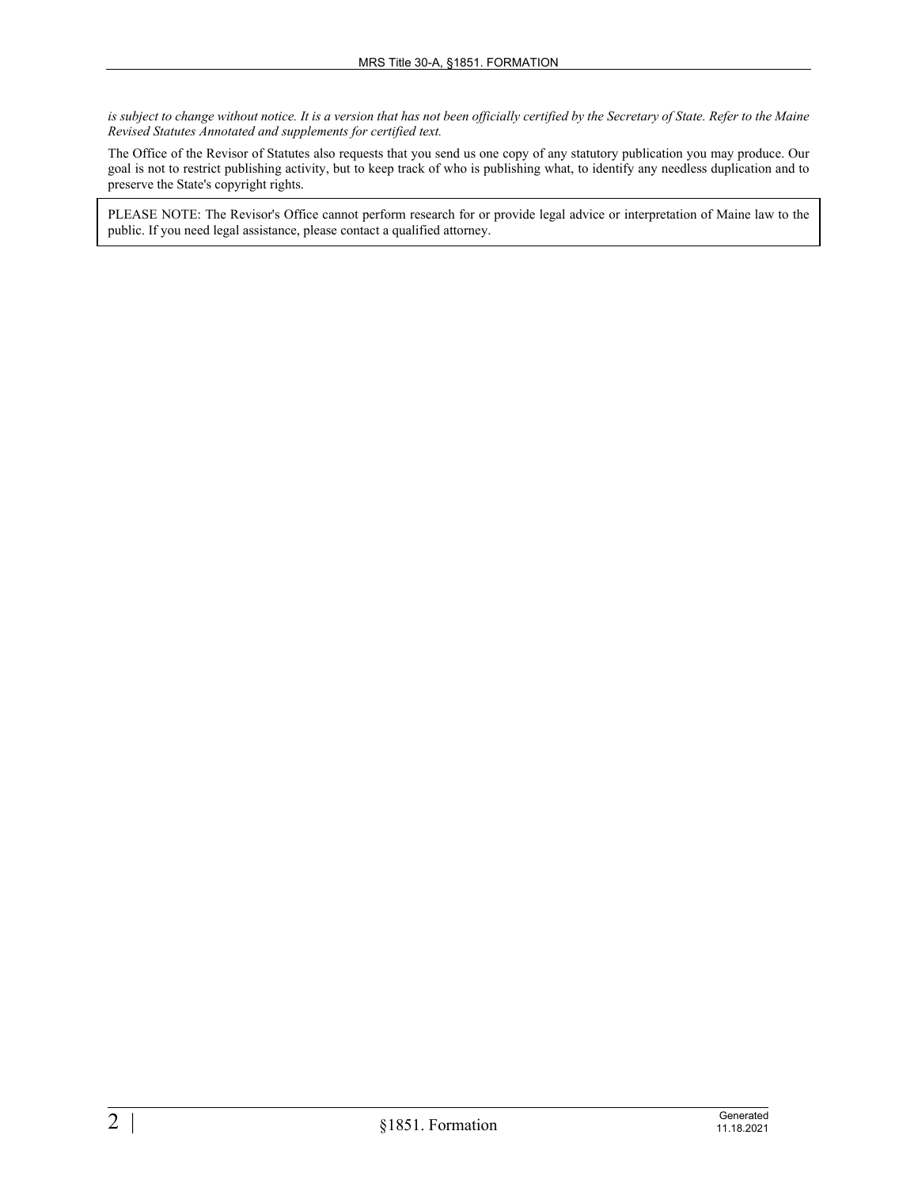*is subject to change without notice. It is a version that has not been officially certified by the Secretary of State. Refer to the Maine Revised Statutes Annotated and supplements for certified text.*

The Office of the Revisor of Statutes also requests that you send us one copy of any statutory publication you may produce. Our goal is not to restrict publishing activity, but to keep track of who is publishing what, to identify any needless duplication and to preserve the State's copyright rights.

PLEASE NOTE: The Revisor's Office cannot perform research for or provide legal advice or interpretation of Maine law to the public. If you need legal assistance, please contact a qualified attorney.